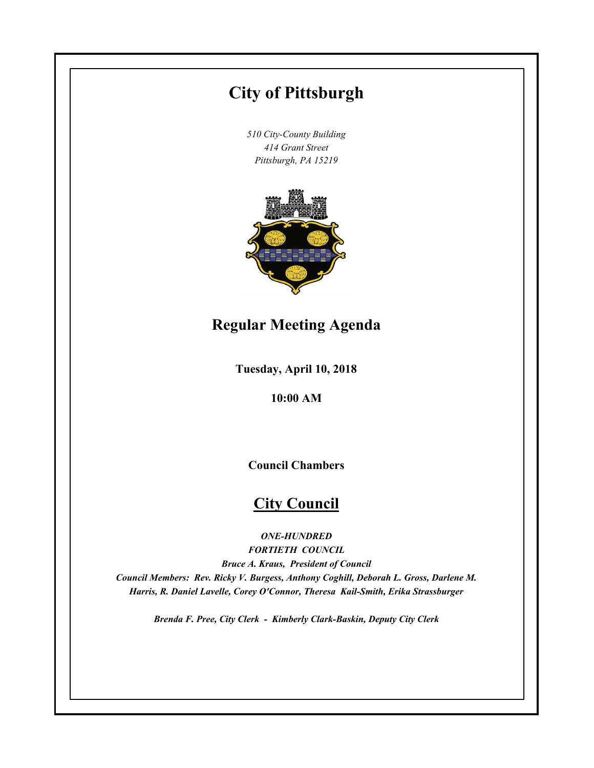# City of Pittsburgh

*510 City-County Building*
*414 Grant Street*
*Pittsburgh, PA 15219*

## Regular Meeting Agenda

**Tuesday, April 10, 2018**

**10:00 AM**

**Council Chambers**

## City Council

***ONE-HUNDRED FORTIETH COUNCIL***

***Bruce A. Kraus, President of Council***

***Council Members: Rev. Ricky V. Burgess, Anthony Coghill, Deborah L. Gross, Darlene M. Harris, R. Daniel Lavelle, Corey O'Connor, Theresa Kail-Smith, Erika Strassburger***

***Brenda F. Pree, City Clerk - Kimberly Clark-Baskin, Deputy City Clerk***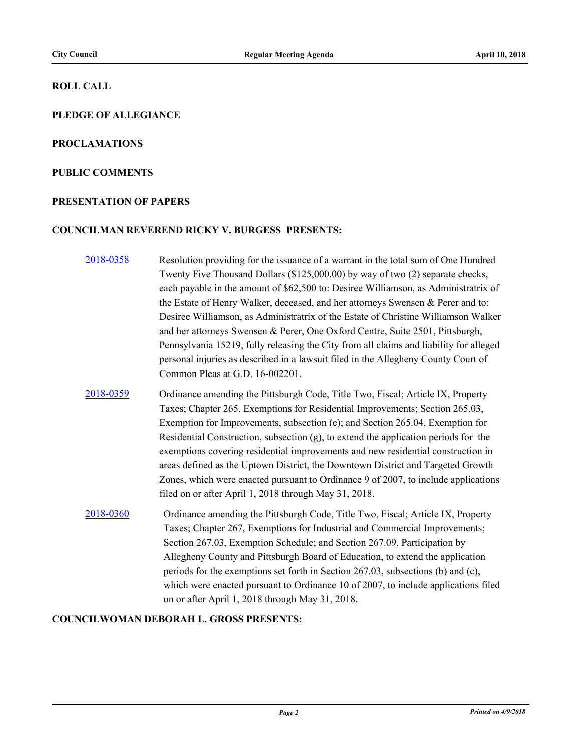**ROLL CALL**

**PLEDGE OF ALLEGIANCE**

**PROCLAMATIONS**

**PUBLIC COMMENTS**

**PRESENTATION OF PAPERS**

**COUNCILMAN REVEREND RICKY V. BURGESS PRESENTS:**

| | |
|---|---|
| 2018-0358 | Resolution providing for the issuance of a warrant in the total sum of One Hundred Twenty Five Thousand Dollars ($125,000.00) by way of two (2) separate checks, each payable in the amount of $62,500 to: Desiree Williamson, as Administratrix of the Estate of Henry Walker, deceased, and her attorneys Swensen & Perer and to: Desiree Williamson, as Administratrix of the Estate of Christine Williamson Walker and her attorneys Swensen & Perer, One Oxford Centre, Suite 2501, Pittsburgh, Pennsylvania 15219, fully releasing the City from all claims and liability for alleged personal injuries as described in a lawsuit filed in the Allegheny County Court of Common Pleas at G.D. 16-002201. |
| 2018-0359 | Ordinance amending the Pittsburgh Code, Title Two, Fiscal; Article IX, Property Taxes; Chapter 265, Exemptions for Residential Improvements; Section 265.03, Exemption for Improvements, subsection (e); and Section 265.04, Exemption for Residential Construction, subsection (g), to extend the application periods for the exemptions covering residential improvements and new residential construction in areas defined as the Uptown District, the Downtown District and Targeted Growth Zones, which were enacted pursuant to Ordinance 9 of 2007, to include applications filed on or after April 1, 2018 through May 31, 2018. |
| 2018-0360 | Ordinance amending the Pittsburgh Code, Title Two, Fiscal; Article IX, Property Taxes; Chapter 267, Exemptions for Industrial and Commercial Improvements; Section 267.03, Exemption Schedule; and Section 267.09, Participation by Allegheny County and Pittsburgh Board of Education, to extend the application periods for the exemptions set forth in Section 267.03, subsections (b) and (c), which were enacted pursuant to Ordinance 10 of 2007, to include applications filed on or after April 1, 2018 through May 31, 2018. |

**COUNCILWOMAN DEBORAH L. GROSS PRESENTS:**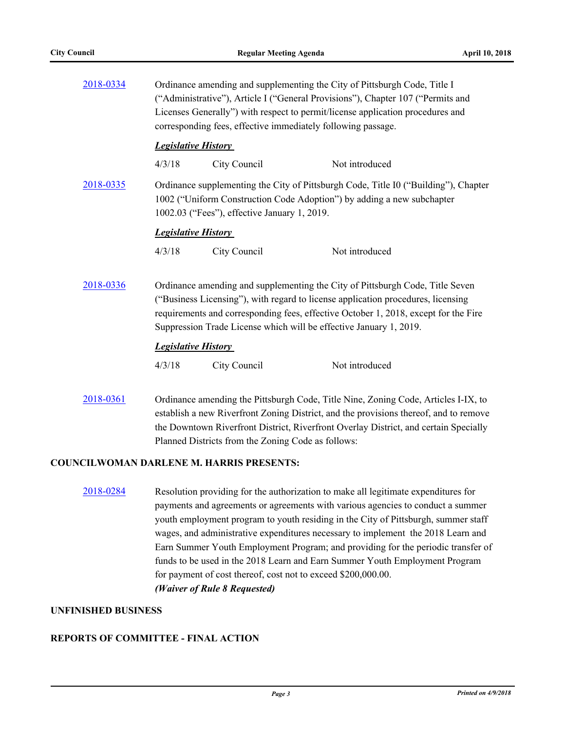[2018-0334](#) Ordinance amending and supplementing the City of Pittsburgh Code, Title I ("Administrative"), Article I ("General Provisions"), Chapter 107 ("Permits and Licenses Generally") with respect to permit/license application procedures and corresponding fees, effective immediately following passage.

***Legislative History***

| 4/3/18 | City Council | Not introduced |
|---|---|---|

[2018-0335](#) Ordinance supplementing the City of Pittsburgh Code, Title I0 ("Building"), Chapter 1002 ("Uniform Construction Code Adoption") by adding a new subchapter 1002.03 ("Fees"), effective January 1, 2019.

***Legislative History***

| 4/3/18 | City Council | Not introduced |
|---|---|---|

[2018-0336](#) Ordinance amending and supplementing the City of Pittsburgh Code, Title Seven ("Business Licensing"), with regard to license application procedures, licensing requirements and corresponding fees, effective October 1, 2018, except for the Fire Suppression Trade License which will be effective January 1, 2019.

***Legislative History***

| 4/3/18 | City Council | Not introduced |
|---|---|---|

[2018-0361](#) Ordinance amending the Pittsburgh Code, Title Nine, Zoning Code, Articles I-IX, to establish a new Riverfront Zoning District, and the provisions thereof, and to remove the Downtown Riverfront District, Riverfront Overlay District, and certain Specially Planned Districts from the Zoning Code as follows:

**COUNCILWOMAN DARLENE M. HARRIS PRESENTS:**

[2018-0284](#) Resolution providing for the authorization to make all legitimate expenditures for payments and agreements or agreements with various agencies to conduct a summer youth employment program to youth residing in the City of Pittsburgh, summer staff wages, and administrative expenditures necessary to implement the 2018 Learn and Earn Summer Youth Employment Program; and providing for the periodic transfer of funds to be used in the 2018 Learn and Earn Summer Youth Employment Program for payment of cost thereof, cost not to exceed $200,000.00.
***(Waiver of Rule 8 Requested)***

**UNFINISHED BUSINESS**

**REPORTS OF COMMITTEE - FINAL ACTION**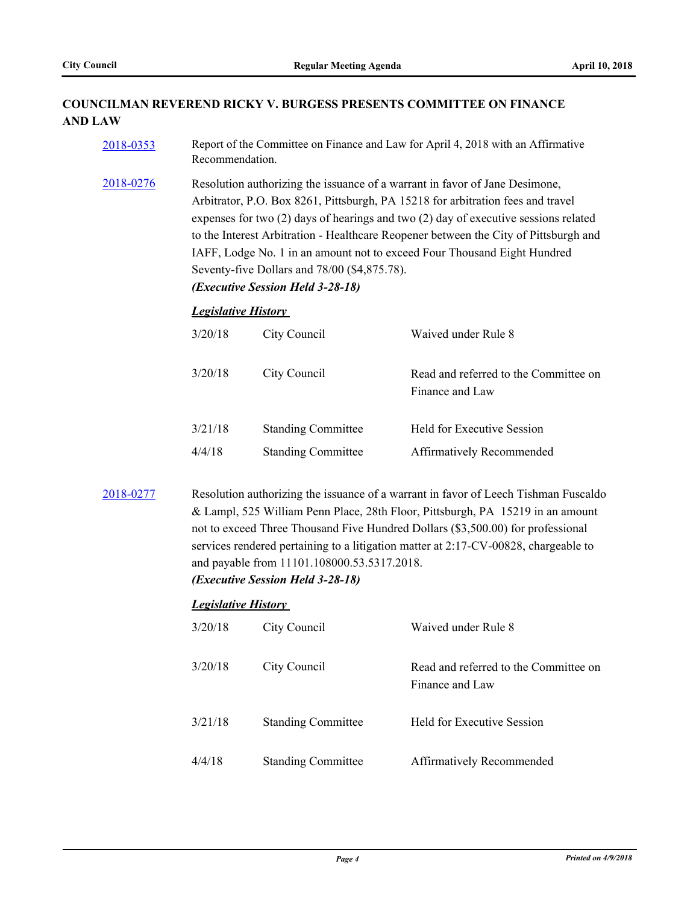## COUNCILMAN REVEREND RICKY V. BURGESS PRESENTS COMMITTEE ON FINANCE AND LAW

**2018-0353** Report of the Committee on Finance and Law for April 4, 2018 with an Affirmative Recommendation.

**2018-0276** Resolution authorizing the issuance of a warrant in favor of Jane Desimone, Arbitrator, P.O. Box 8261, Pittsburgh, PA 15218 for arbitration fees and travel expenses for two (2) days of hearings and two (2) day of executive sessions related to the Interest Arbitration - Healthcare Reopener between the City of Pittsburgh and IAFF, Lodge No. 1 in an amount not to exceed Four Thousand Eight Hundred Seventy-five Dollars and 78/00 ($4,875.78).

***(Executive Session Held 3-28-18)***

***Legislative History***

| | | |
|---|---|---|
| 3/20/18 | City Council | Waived under Rule 8 |
| 3/20/18 | City Council | Read and referred to the Committee on Finance and Law |
| 3/21/18 | Standing Committee | Held for Executive Session |
| 4/4/18 | Standing Committee | Affirmatively Recommended |

**2018-0277** Resolution authorizing the issuance of a warrant in favor of Leech Tishman Fuscaldo & Lampl, 525 William Penn Place, 28th Floor, Pittsburgh, PA 15219 in an amount not to exceed Three Thousand Five Hundred Dollars ($3,500.00) for professional services rendered pertaining to a litigation matter at 2:17-CV-00828, chargeable to and payable from 11101.108000.53.5317.2018.

***(Executive Session Held 3-28-18)***

***Legislative History***

| | | |
|---|---|---|
| 3/20/18 | City Council | Waived under Rule 8 |
| 3/20/18 | City Council | Read and referred to the Committee on Finance and Law |
| 3/21/18 | Standing Committee | Held for Executive Session |
| 4/4/18 | Standing Committee | Affirmatively Recommended |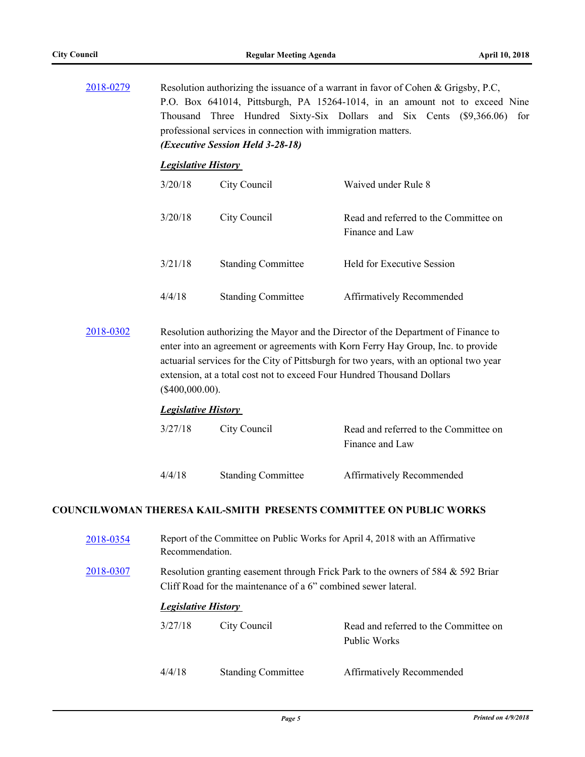[2018-0279](#) Resolution authorizing the issuance of a warrant in favor of Cohen & Grigsby, P.C, P.O. Box 641014, Pittsburgh, PA 15264-1014, in an amount not to exceed Nine Thousand Three Hundred Sixty-Six Dollars and Six Cents ($9,366.06) for professional services in connection with immigration matters.
***(Executive Session Held 3-28-18)***

***Legislative History***

| | | |
|---|---|---|
| 3/20/18 | City Council | Waived under Rule 8 |
| 3/20/18 | City Council | Read and referred to the Committee on Finance and Law |
| 3/21/18 | Standing Committee | Held for Executive Session |
| 4/4/18 | Standing Committee | Affirmatively Recommended |

[2018-0302](#) Resolution authorizing the Mayor and the Director of the Department of Finance to enter into an agreement or agreements with Korn Ferry Hay Group, Inc. to provide actuarial services for the City of Pittsburgh for two years, with an optional two year extension, at a total cost not to exceed Four Hundred Thousand Dollars ($400,000.00).

***Legislative History***

| | | |
|---|---|---|
| 3/27/18 | City Council | Read and referred to the Committee on Finance and Law |
| 4/4/18 | Standing Committee | Affirmatively Recommended |

**COUNCILWOMAN THERESA KAIL-SMITH PRESENTS COMMITTEE ON PUBLIC WORKS**

[2018-0354](#) Report of the Committee on Public Works for April 4, 2018 with an Affirmative Recommendation.

[2018-0307](#) Resolution granting easement through Frick Park to the owners of 584 & 592 Briar Cliff Road for the maintenance of a 6" combined sewer lateral.

***Legislative History***

| | | |
|---|---|---|
| 3/27/18 | City Council | Read and referred to the Committee on Public Works |
| 4/4/18 | Standing Committee | Affirmatively Recommended |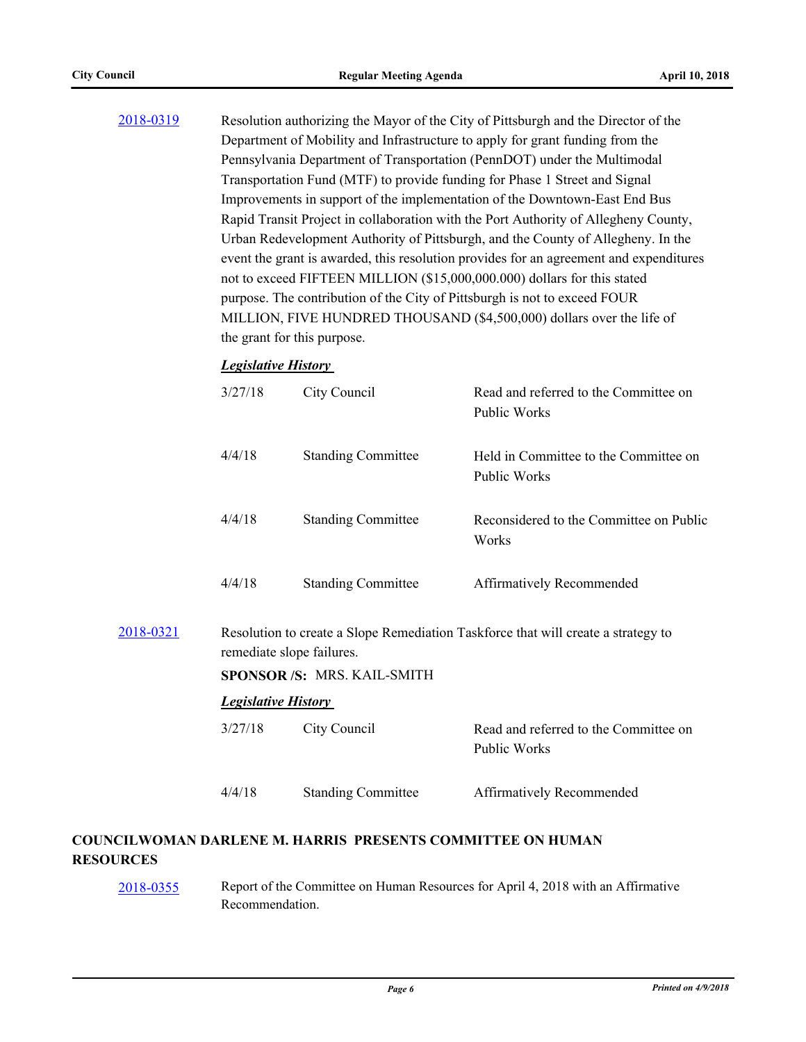2018-0319 Resolution authorizing the Mayor of the City of Pittsburgh and the Director of the Department of Mobility and Infrastructure to apply for grant funding from the Pennsylvania Department of Transportation (PennDOT) under the Multimodal Transportation Fund (MTF) to provide funding for Phase 1 Street and Signal Improvements in support of the implementation of the Downtown-East End Bus Rapid Transit Project in collaboration with the Port Authority of Allegheny County, Urban Redevelopment Authority of Pittsburgh, and the County of Allegheny. In the event the grant is awarded, this resolution provides for an agreement and expenditures not to exceed FIFTEEN MILLION ($15,000,000.000) dollars for this stated purpose. The contribution of the City of Pittsburgh is not to exceed FOUR MILLION, FIVE HUNDRED THOUSAND ($4,500,000) dollars over the life of the grant for this purpose.

***Legislative History***

| | | |
|---|---|---|
| 3/27/18 | City Council | Read and referred to the Committee on Public Works |
| 4/4/18 | Standing Committee | Held in Committee to the Committee on Public Works |
| 4/4/18 | Standing Committee | Reconsidered to the Committee on Public Works |
| 4/4/18 | Standing Committee | Affirmatively Recommended |

2018-0321 Resolution to create a Slope Remediation Taskforce that will create a strategy to remediate slope failures.

**SPONSOR /S:** MRS. KAIL-SMITH

***Legislative History***

| | | |
|---|---|---|
| 3/27/18 | City Council | Read and referred to the Committee on Public Works |
| 4/4/18 | Standing Committee | Affirmatively Recommended |

## COUNCILWOMAN DARLENE M. HARRIS PRESENTS COMMITTEE ON HUMAN RESOURCES

2018-0355 Report of the Committee on Human Resources for April 4, 2018 with an Affirmative Recommendation.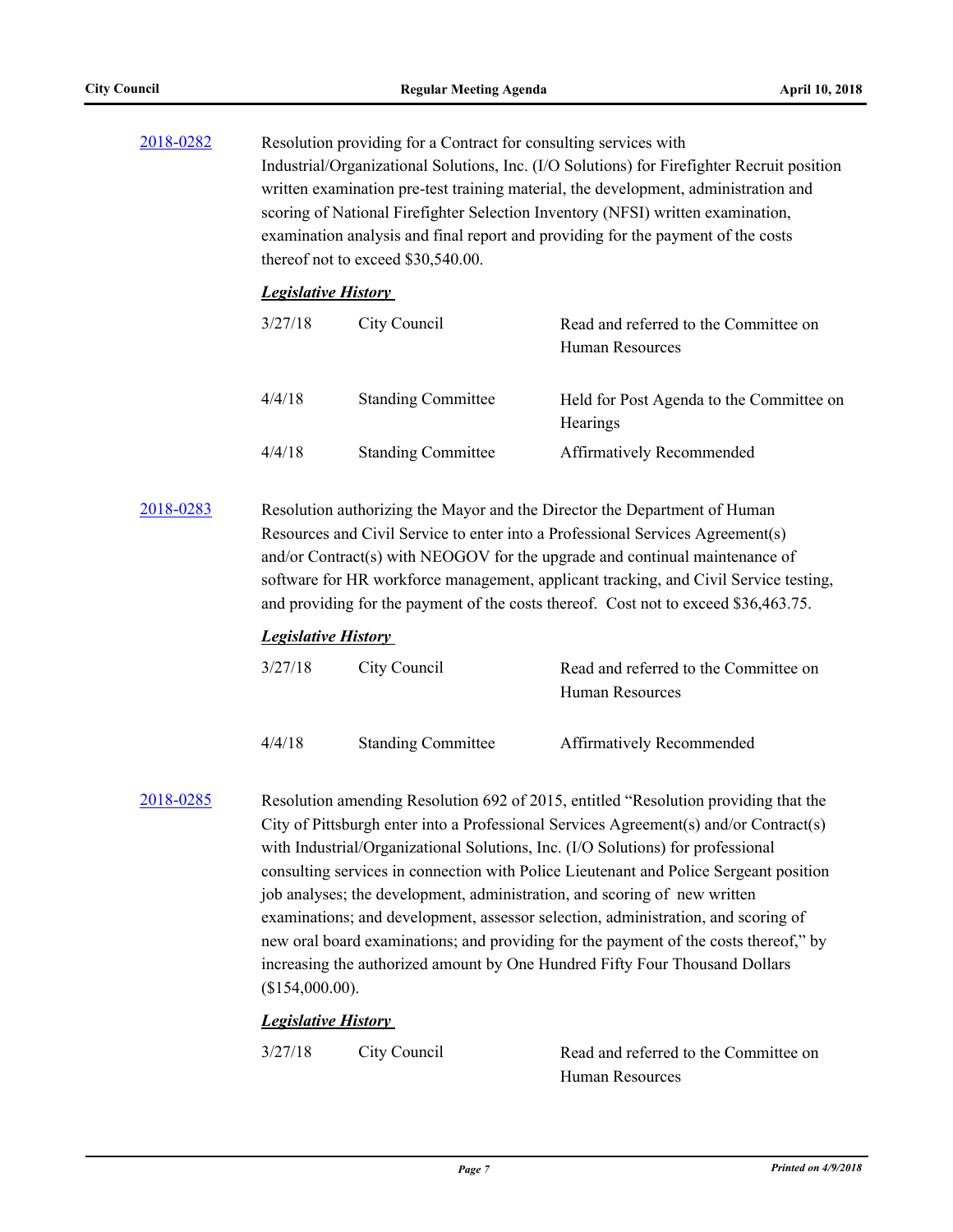[2018-0282](#)

Resolution providing for a Contract for consulting services with Industrial/Organizational Solutions, Inc. (I/O Solutions) for Firefighter Recruit position written examination pre-test training material, the development, administration and scoring of National Firefighter Selection Inventory (NFSI) written examination, examination analysis and final report and providing for the payment of the costs thereof not to exceed $30,540.00.

***Legislative History***

| | | |
|---|---|---|
| 3/27/18 | City Council | Read and referred to the Committee on Human Resources |
| 4/4/18 | Standing Committee | Held for Post Agenda to the Committee on Hearings |
| 4/4/18 | Standing Committee | Affirmatively Recommended |

[2018-0283](#)

Resolution authorizing the Mayor and the Director the Department of Human Resources and Civil Service to enter into a Professional Services Agreement(s) and/or Contract(s) with NEOGOV for the upgrade and continual maintenance of software for HR workforce management, applicant tracking, and Civil Service testing, and providing for the payment of the costs thereof. Cost not to exceed $36,463.75.

***Legislative History***

| | | |
|---|---|---|
| 3/27/18 | City Council | Read and referred to the Committee on Human Resources |
| 4/4/18 | Standing Committee | Affirmatively Recommended |

[2018-0285](#)

Resolution amending Resolution 692 of 2015, entitled "Resolution providing that the City of Pittsburgh enter into a Professional Services Agreement(s) and/or Contract(s) with Industrial/Organizational Solutions, Inc. (I/O Solutions) for professional consulting services in connection with Police Lieutenant and Police Sergeant position job analyses; the development, administration, and scoring of new written examinations; and development, assessor selection, administration, and scoring of new oral board examinations; and providing for the payment of the costs thereof," by increasing the authorized amount by One Hundred Fifty Four Thousand Dollars ($154,000.00).

***Legislative History***

| | | |
|---|---|---|
| 3/27/18 | City Council | Read and referred to the Committee on Human Resources |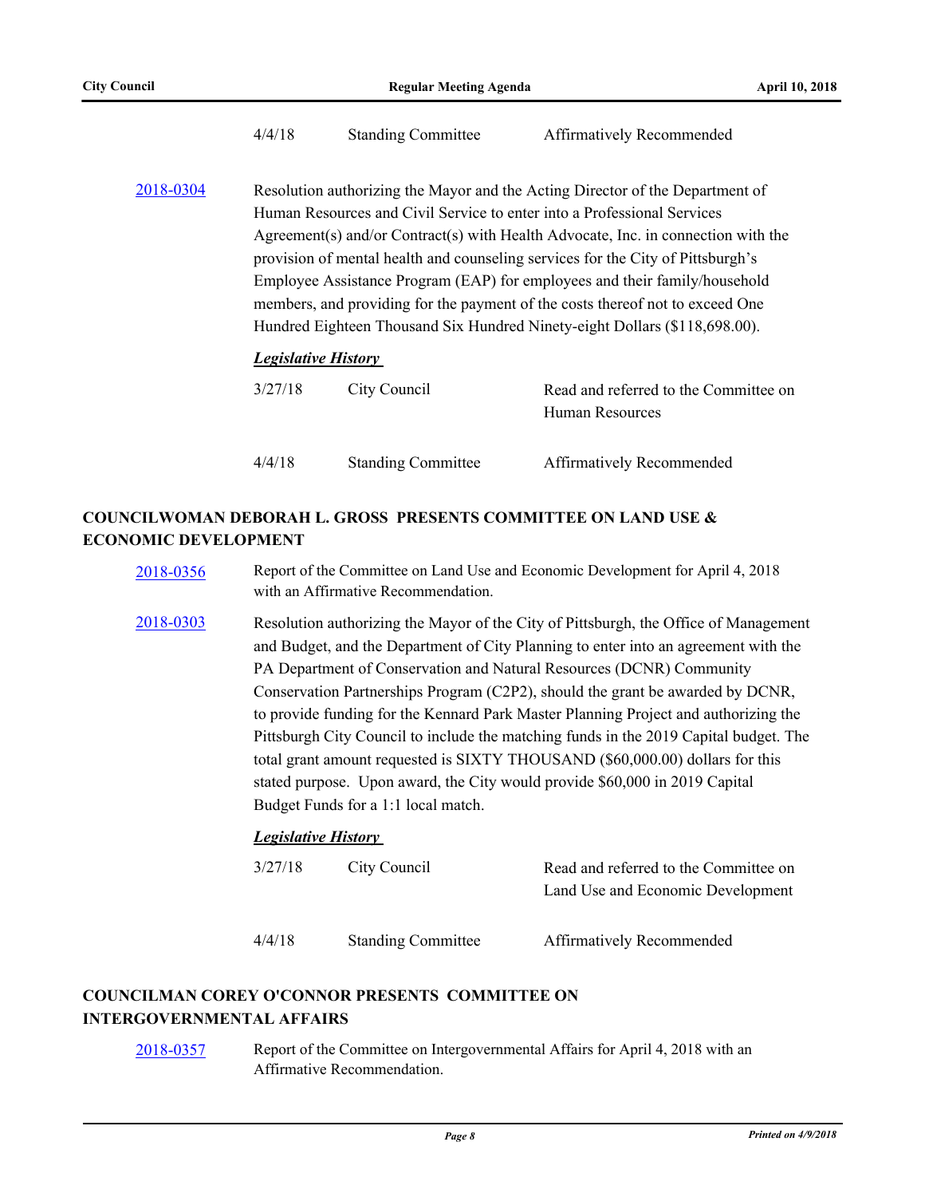| | | |
|---|---|---|
| 4/4/18 | Standing Committee | Affirmatively Recommended |

**2018-0304** Resolution authorizing the Mayor and the Acting Director of the Department of Human Resources and Civil Service to enter into a Professional Services Agreement(s) and/or Contract(s) with Health Advocate, Inc. in connection with the provision of mental health and counseling services for the City of Pittsburgh's Employee Assistance Program (EAP) for employees and their family/household members, and providing for the payment of the costs thereof not to exceed One Hundred Eighteen Thousand Six Hundred Ninety-eight Dollars ($118,698.00).

***Legislative History***

| | | |
|---|---|---|
| 3/27/18 | City Council | Read and referred to the Committee on Human Resources |
| 4/4/18 | Standing Committee | Affirmatively Recommended |

## COUNCILWOMAN DEBORAH L. GROSS PRESENTS COMMITTEE ON LAND USE & ECONOMIC DEVELOPMENT

**2018-0356** Report of the Committee on Land Use and Economic Development for April 4, 2018 with an Affirmative Recommendation.

**2018-0303** Resolution authorizing the Mayor of the City of Pittsburgh, the Office of Management and Budget, and the Department of City Planning to enter into an agreement with the PA Department of Conservation and Natural Resources (DCNR) Community Conservation Partnerships Program (C2P2), should the grant be awarded by DCNR, to provide funding for the Kennard Park Master Planning Project and authorizing the Pittsburgh City Council to include the matching funds in the 2019 Capital budget. The total grant amount requested is SIXTY THOUSAND ($60,000.00) dollars for this stated purpose. Upon award, the City would provide $60,000 in 2019 Capital Budget Funds for a 1:1 local match.

***Legislative History***

| | | |
|---|---|---|
| 3/27/18 | City Council | Read and referred to the Committee on Land Use and Economic Development |
| 4/4/18 | Standing Committee | Affirmatively Recommended |

## COUNCILMAN COREY O'CONNOR PRESENTS COMMITTEE ON INTERGOVERNMENTAL AFFAIRS

**2018-0357** Report of the Committee on Intergovernmental Affairs for April 4, 2018 with an Affirmative Recommendation.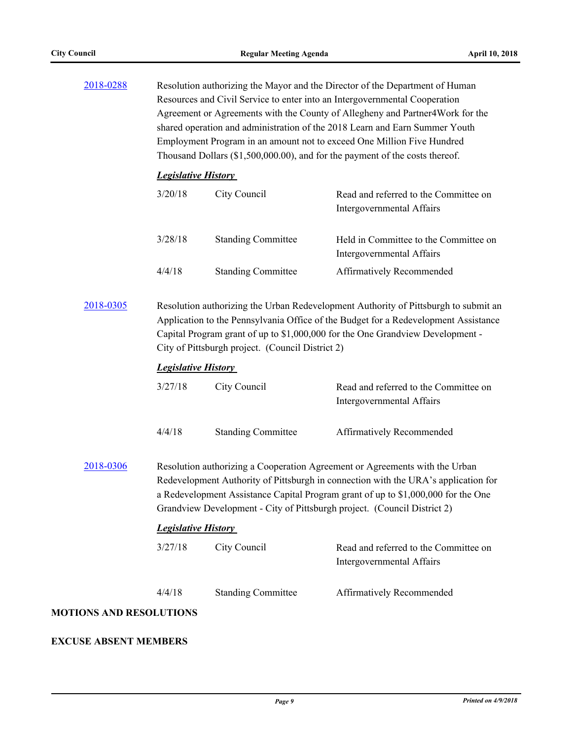[2018-0288](#) Resolution authorizing the Mayor and the Director of the Department of Human Resources and Civil Service to enter into an Intergovernmental Cooperation Agreement or Agreements with the County of Allegheny and Partner4Work for the shared operation and administration of the 2018 Learn and Earn Summer Youth Employment Program in an amount not to exceed One Million Five Hundred Thousand Dollars ($1,500,000.00), and for the payment of the costs thereof.

***Legislative History***

| | | |
|---|---|---|
| 3/20/18 | City Council | Read and referred to the Committee on Intergovernmental Affairs |
| 3/28/18 | Standing Committee | Held in Committee to the Committee on Intergovernmental Affairs |
| 4/4/18 | Standing Committee | Affirmatively Recommended |

[2018-0305](#) Resolution authorizing the Urban Redevelopment Authority of Pittsburgh to submit an Application to the Pennsylvania Office of the Budget for a Redevelopment Assistance Capital Program grant of up to $1,000,000 for the One Grandview Development - City of Pittsburgh project. (Council District 2)

***Legislative History***

| | | |
|---|---|---|
| 3/27/18 | City Council | Read and referred to the Committee on Intergovernmental Affairs |
| 4/4/18 | Standing Committee | Affirmatively Recommended |

[2018-0306](#) Resolution authorizing a Cooperation Agreement or Agreements with the Urban Redevelopment Authority of Pittsburgh in connection with the URA's application for a Redevelopment Assistance Capital Program grant of up to $1,000,000 for the One Grandview Development - City of Pittsburgh project. (Council District 2)

***Legislative History***

| | | |
|---|---|---|
| 3/27/18 | City Council | Read and referred to the Committee on Intergovernmental Affairs |
| 4/4/18 | Standing Committee | Affirmatively Recommended |

## MOTIONS AND RESOLUTIONS

## EXCUSE ABSENT MEMBERS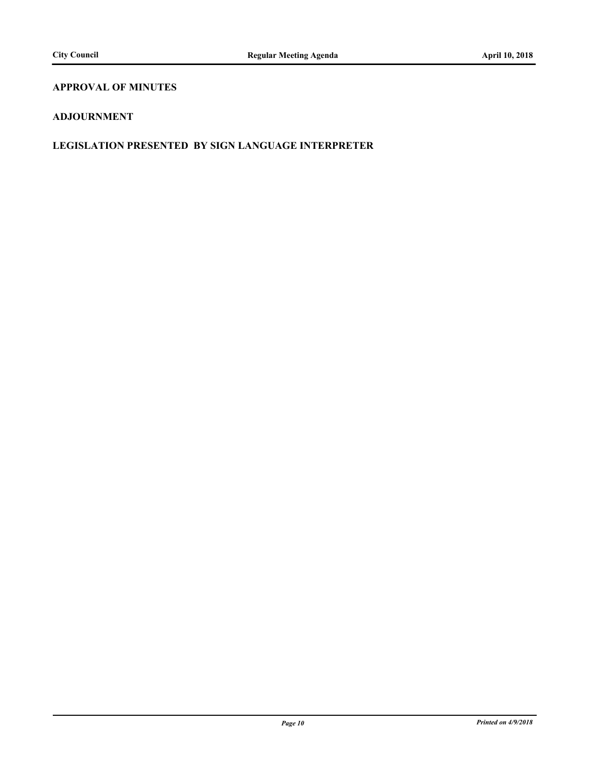## APPROVAL OF MINUTES

## ADJOURNMENT

## LEGISLATION PRESENTED  BY SIGN LANGUAGE INTERPRETER